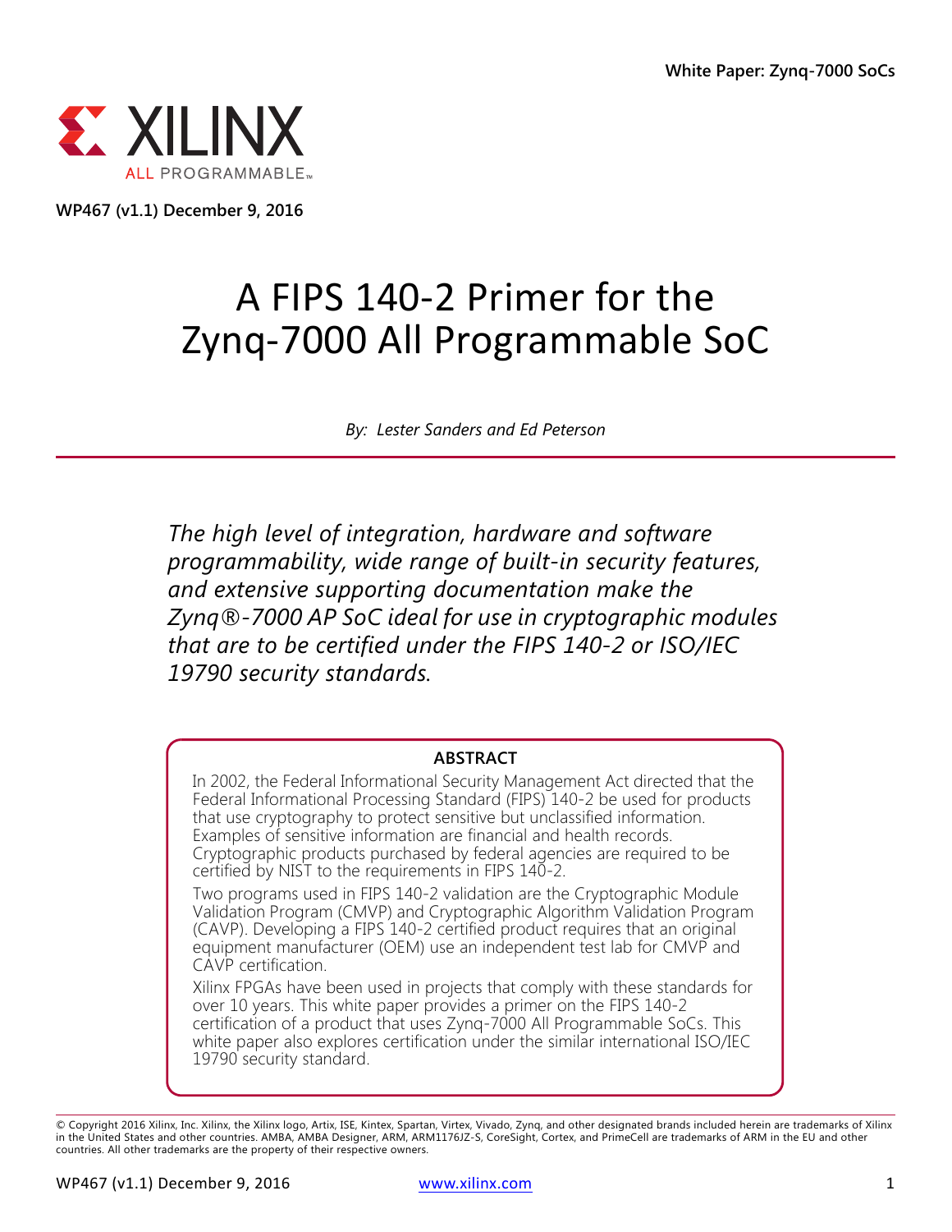White Paper: Zynq-7000 SoCs

WP467 (v1.1) December 9, 2016

# A FIPS 140-2 Primer for the Zynq-7000 All Programmable SoC

*By: Lester Sanders and Ed Peterson*

*The high level of integration, hardware and software programmability, wide range of built-in security features, and extensive supporting documentation make the Zynq®-7000 AP SoC ideal for use in cryptographic modules that are to be certified under the FIPS 140-2 or ISO/IEC 19790 security standards.*

**ABSTRACT**

In 2002, the Federal Informational Security Management Act directed that the Federal Informational Processing Standard (FIPS) 140-2 be used for products that use cryptography to protect sensitive but unclassified information. Examples of sensitive information are financial and health records. Cryptographic products purchased by federal agencies are required to be certified by NIST to the requirements in FIPS 140-2.

Two programs used in FIPS 140-2 validation are the Cryptographic Module Validation Program (CMVP) and Cryptographic Algorithm Validation Program (CAVP). Developing a FIPS 140-2 certified product requires that an original equipment manufacturer (OEM) use an independent test lab for CMVP and CAVP certification.

Xilinx FPGAs have been used in projects that comply with these standards for over 10 years. This white paper provides a primer on the FIPS 140-2 certification of a product that uses Zynq-7000 All Programmable SoCs. This white paper also explores certification under the similar international ISO/IEC 19790 security standard.

© Copyright 2016 Xilinx, Inc. Xilinx, the Xilinx logo, Artix, ISE, Kintex, Spartan, Virtex, Vivado, Zynq, and other designated brands included herein are trademarks of Xilinx in the United States and other countries. AMBA, AMBA Designer, ARM, ARM1176JZ-S, CoreSight, Cortex, and PrimeCell are trademarks of ARM in the EU and other countries. All other trademarks are the property of their respective owners.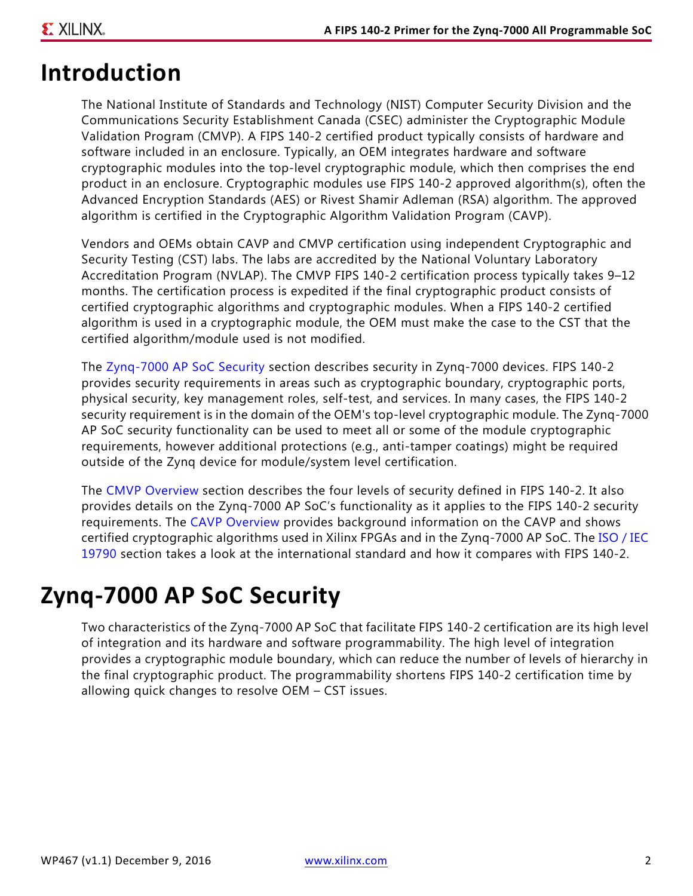# Introduction

The National Institute of Standards and Technology (NIST) Computer Security Division and the Communications Security Establishment Canada (CSEC) administer the Cryptographic Module Validation Program (CMVP). A FIPS 140-2 certified product typically consists of hardware and software included in an enclosure. Typically, an OEM integrates hardware and software cryptographic modules into the top-level cryptographic module, which then comprises the end product in an enclosure. Cryptographic modules use FIPS 140-2 approved algorithm(s), often the Advanced Encryption Standards (AES) or Rivest Shamir Adleman (RSA) algorithm. The approved algorithm is certified in the Cryptographic Algorithm Validation Program (CAVP).

Vendors and OEMs obtain CAVP and CMVP certification using independent Cryptographic and Security Testing (CST) labs. The labs are accredited by the National Voluntary Laboratory Accreditation Program (NVLAP). The CMVP FIPS 140-2 certification process typically takes 9–12 months. The certification process is expedited if the final cryptographic product consists of certified cryptographic algorithms and cryptographic modules. When a FIPS 140-2 certified algorithm is used in a cryptographic module, the OEM must make the case to the CST that the certified algorithm/module used is not modified.

The Zynq-7000 AP SoC Security section describes security in Zynq-7000 devices. FIPS 140-2 provides security requirements in areas such as cryptographic boundary, cryptographic ports, physical security, key management roles, self-test, and services. In many cases, the FIPS 140-2 security requirement is in the domain of the OEM's top-level cryptographic module. The Zynq-7000 AP SoC security functionality can be used to meet all or some of the module cryptographic requirements, however additional protections (e.g., anti-tamper coatings) might be required outside of the Zynq device for module/system level certification.

The CMVP Overview section describes the four levels of security defined in FIPS 140-2. It also provides details on the Zynq-7000 AP SoC's functionality as it applies to the FIPS 140-2 security requirements. The CAVP Overview provides background information on the CAVP and shows certified cryptographic algorithms used in Xilinx FPGAs and in the Zynq-7000 AP SoC. The ISO / IEC 19790 section takes a look at the international standard and how it compares with FIPS 140-2.

# Zynq-7000 AP SoC Security

Two characteristics of the Zynq-7000 AP SoC that facilitate FIPS 140-2 certification are its high level of integration and its hardware and software programmability. The high level of integration provides a cryptographic module boundary, which can reduce the number of levels of hierarchy in the final cryptographic product. The programmability shortens FIPS 140-2 certification time by allowing quick changes to resolve OEM – CST issues.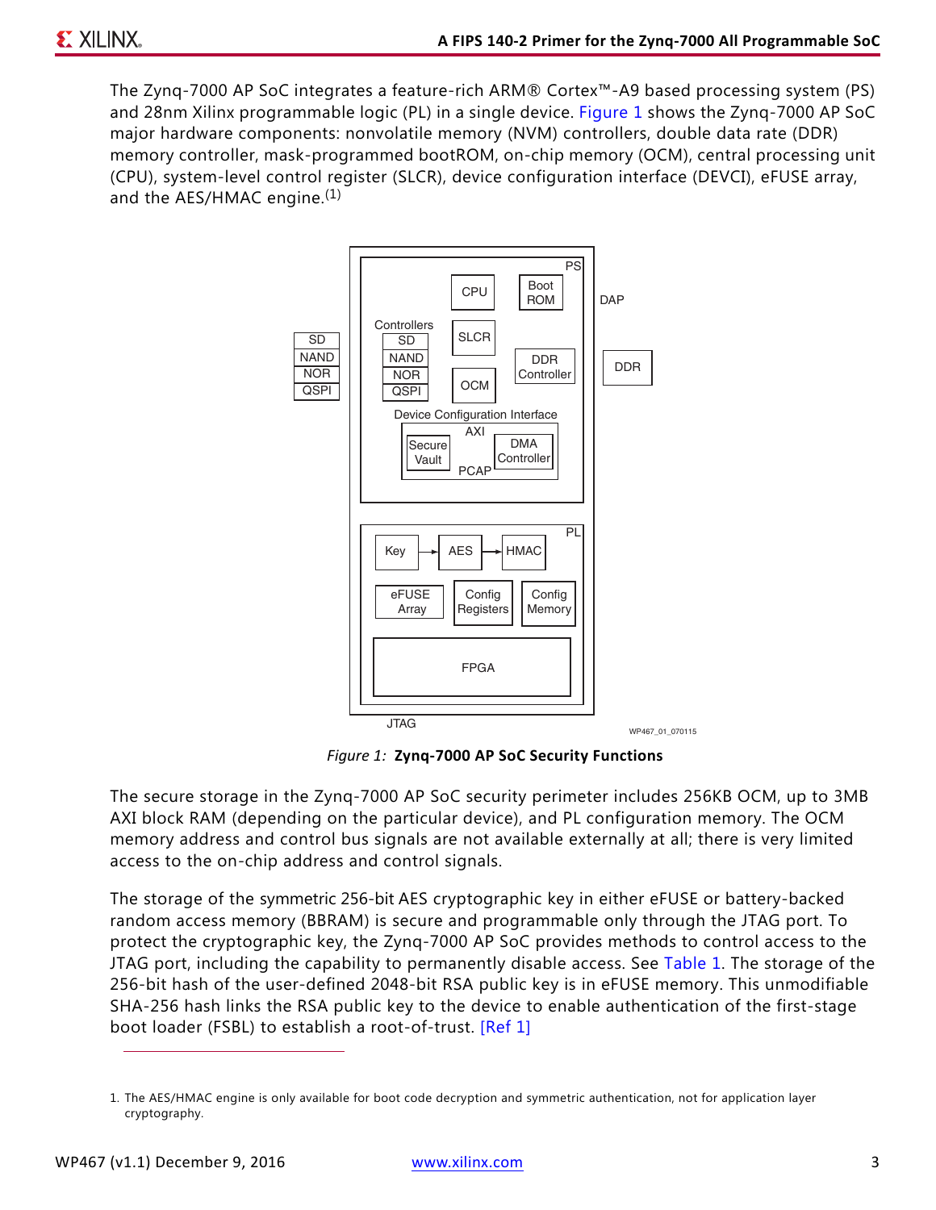The Zynq-7000 AP SoC integrates a feature-rich ARM® Cortex™-A9 based processing system (PS) and 28nm Xilinx programmable logic (PL) in a single device. Figure 1 shows the Zynq-7000 AP SoC major hardware components: nonvolatile memory (NVM) controllers, double data rate (DDR) memory controller, mask-programmed bootROM, on-chip memory (OCM), central processing unit (CPU), system-level control register (SLCR), device configuration interface (DEVCI), eFUSE array, and the AES/HMAC engine.[1]

*Figure 1:* **Zynq-7000 AP SoC Security Functions**

The secure storage in the Zynq-7000 AP SoC security perimeter includes 256KB OCM, up to 3MB AXI block RAM (depending on the particular device), and PL configuration memory. The OCM memory address and control bus signals are not available externally at all; there is very limited access to the on-chip address and control signals.

The storage of the symmetric 256-bit AES cryptographic key in either eFUSE or battery-backed random access memory (BBRAM) is secure and programmable only through the JTAG port. To protect the cryptographic key, the Zynq-7000 AP SoC provides methods to control access to the JTAG port, including the capability to permanently disable access. See Table 1. The storage of the 256-bit hash of the user-defined 2048-bit RSA public key is in eFUSE memory. This unmodifiable SHA-256 hash links the RSA public key to the device to enable authentication of the first-stage boot loader (FSBL) to establish a root-of-trust. [Ref 1]

1. The AES/HMAC engine is only available for boot code decryption and symmetric authentication, not for application layer cryptography.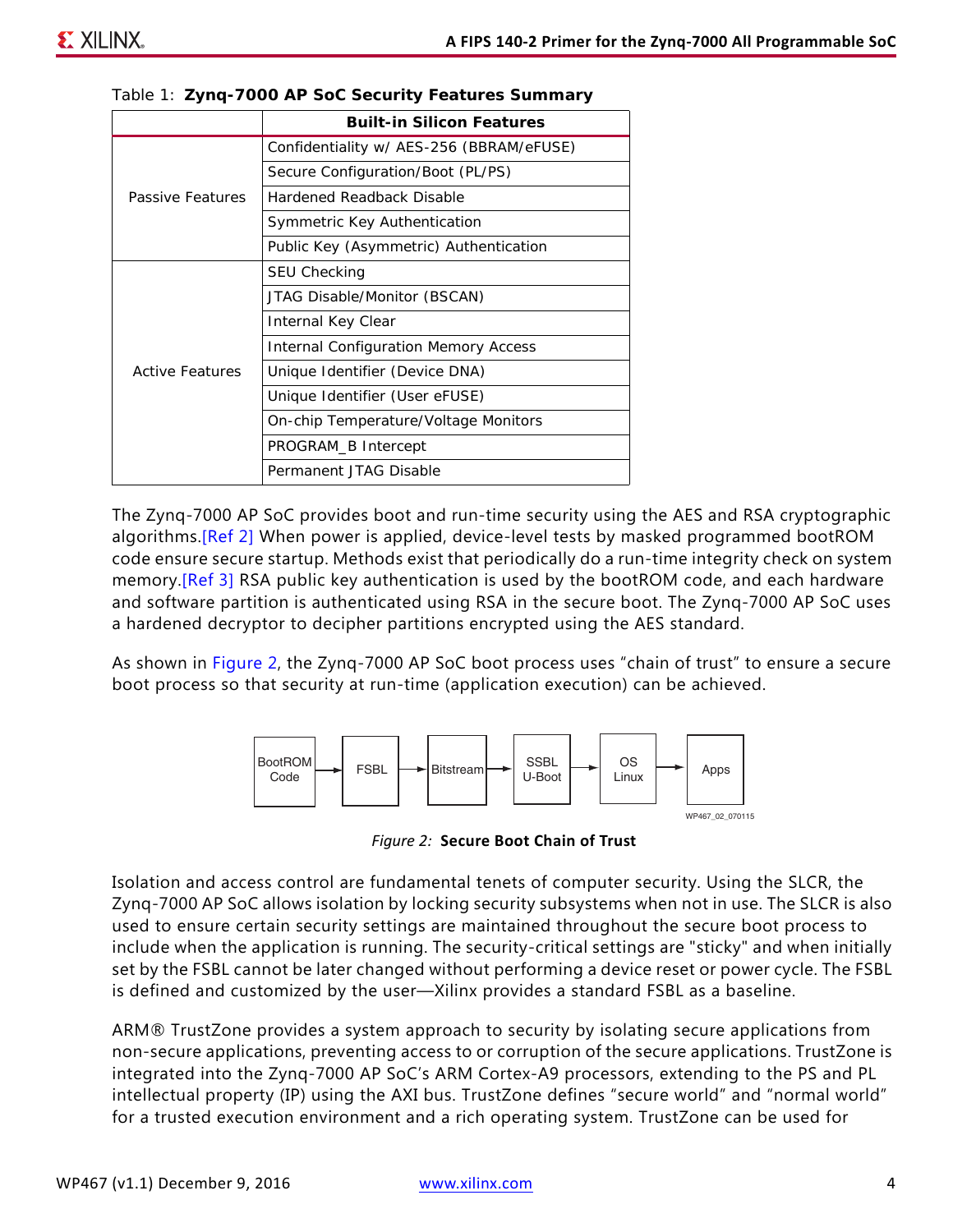Table 1: **Zynq-7000 AP SoC Security Features Summary**

| | **Built-in Silicon Features** |
|---|---|
| Passive Features | Confidentiality w/ AES-256 (BBRAM/eFUSE) |
| | Secure Configuration/Boot (PL/PS) |
| | Hardened Readback Disable |
| | Symmetric Key Authentication |
| | Public Key (Asymmetric) Authentication |
| Active Features | SEU Checking |
| | JTAG Disable/Monitor (BSCAN) |
| | Internal Key Clear |
| | Internal Configuration Memory Access |
| | Unique Identifier (Device DNA) |
| | Unique Identifier (User eFUSE) |
| | On-chip Temperature/Voltage Monitors |
| | PROGRAM_B Intercept |
| | Permanent JTAG Disable |

The Zynq-7000 AP SoC provides boot and run-time security using the AES and RSA cryptographic algorithms.[Ref 2] When power is applied, device-level tests by masked programmed bootROM code ensure secure startup. Methods exist that periodically do a run-time integrity check on system memory.[Ref 3] RSA public key authentication is used by the bootROM code, and each hardware and software partition is authenticated using RSA in the secure boot. The Zynq-7000 AP SoC uses a hardened decryptor to decipher partitions encrypted using the AES standard.

As shown in Figure 2, the Zynq-7000 AP SoC boot process uses "chain of trust" to ensure a secure boot process so that security at run-time (application execution) can be achieved.

BootROM Code → FSBL → Bitstream → SSBL U-Boot → OS Linux → Apps

WP467_02_070115

*Figure 2:* **Secure Boot Chain of Trust**

Isolation and access control are fundamental tenets of computer security. Using the SLCR, the Zynq-7000 AP SoC allows isolation by locking security subsystems when not in use. The SLCR is also used to ensure certain security settings are maintained throughout the secure boot process to include when the application is running. The security-critical settings are "sticky" and when initially set by the FSBL cannot be later changed without performing a device reset or power cycle. The FSBL is defined and customized by the user—Xilinx provides a standard FSBL as a baseline.

ARM® TrustZone provides a system approach to security by isolating secure applications from non-secure applications, preventing access to or corruption of the secure applications. TrustZone is integrated into the Zynq-7000 AP SoC's ARM Cortex-A9 processors, extending to the PS and PL intellectual property (IP) using the AXI bus. TrustZone defines "secure world" and "normal world" for a trusted execution environment and a rich operating system. TrustZone can be used for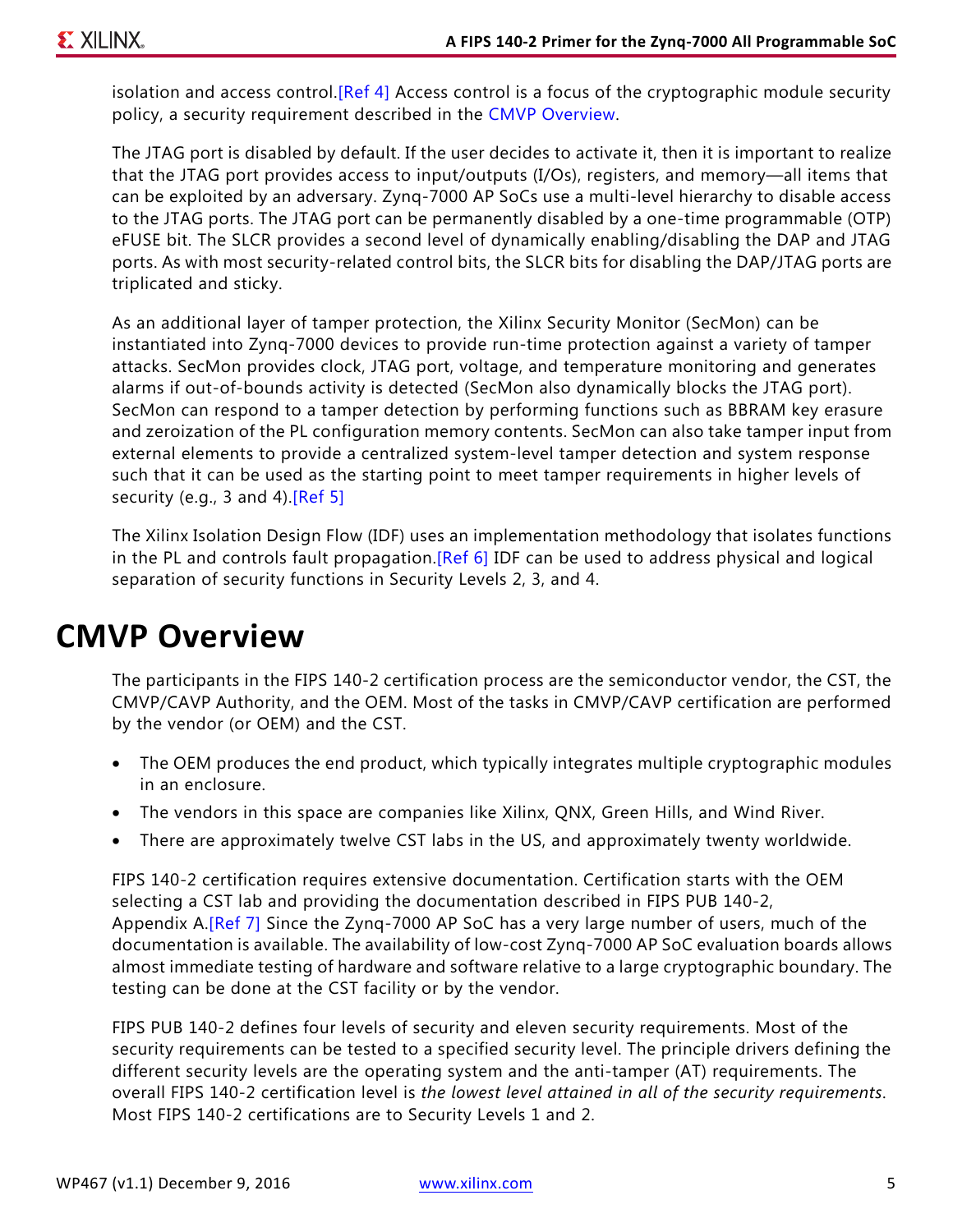isolation and access control.[Ref 4] Access control is a focus of the cryptographic module security policy, a security requirement described in the CMVP Overview.

The JTAG port is disabled by default. If the user decides to activate it, then it is important to realize that the JTAG port provides access to input/outputs (I/Os), registers, and memory—all items that can be exploited by an adversary. Zynq-7000 AP SoCs use a multi-level hierarchy to disable access to the JTAG ports. The JTAG port can be permanently disabled by a one-time programmable (OTP) eFUSE bit. The SLCR provides a second level of dynamically enabling/disabling the DAP and JTAG ports. As with most security-related control bits, the SLCR bits for disabling the DAP/JTAG ports are triplicated and sticky.

As an additional layer of tamper protection, the Xilinx Security Monitor (SecMon) can be instantiated into Zynq-7000 devices to provide run-time protection against a variety of tamper attacks. SecMon provides clock, JTAG port, voltage, and temperature monitoring and generates alarms if out-of-bounds activity is detected (SecMon also dynamically blocks the JTAG port). SecMon can respond to a tamper detection by performing functions such as BBRAM key erasure and zeroization of the PL configuration memory contents. SecMon can also take tamper input from external elements to provide a centralized system-level tamper detection and system response such that it can be used as the starting point to meet tamper requirements in higher levels of security (e.g., 3 and 4).[Ref 5]

The Xilinx Isolation Design Flow (IDF) uses an implementation methodology that isolates functions in the PL and controls fault propagation.[Ref 6] IDF can be used to address physical and logical separation of security functions in Security Levels 2, 3, and 4.

# CMVP Overview

The participants in the FIPS 140-2 certification process are the semiconductor vendor, the CST, the CMVP/CAVP Authority, and the OEM. Most of the tasks in CMVP/CAVP certification are performed by the vendor (or OEM) and the CST.

- The OEM produces the end product, which typically integrates multiple cryptographic modules in an enclosure.
- The vendors in this space are companies like Xilinx, QNX, Green Hills, and Wind River.
- There are approximately twelve CST labs in the US, and approximately twenty worldwide.

FIPS 140-2 certification requires extensive documentation. Certification starts with the OEM selecting a CST lab and providing the documentation described in FIPS PUB 140-2, Appendix A.[Ref 7] Since the Zynq-7000 AP SoC has a very large number of users, much of the documentation is available. The availability of low-cost Zynq-7000 AP SoC evaluation boards allows almost immediate testing of hardware and software relative to a large cryptographic boundary. The testing can be done at the CST facility or by the vendor.

FIPS PUB 140-2 defines four levels of security and eleven security requirements. Most of the security requirements can be tested to a specified security level. The principle drivers defining the different security levels are the operating system and the anti-tamper (AT) requirements. The overall FIPS 140-2 certification level is *the lowest level attained in all of the security requirements*. Most FIPS 140-2 certifications are to Security Levels 1 and 2.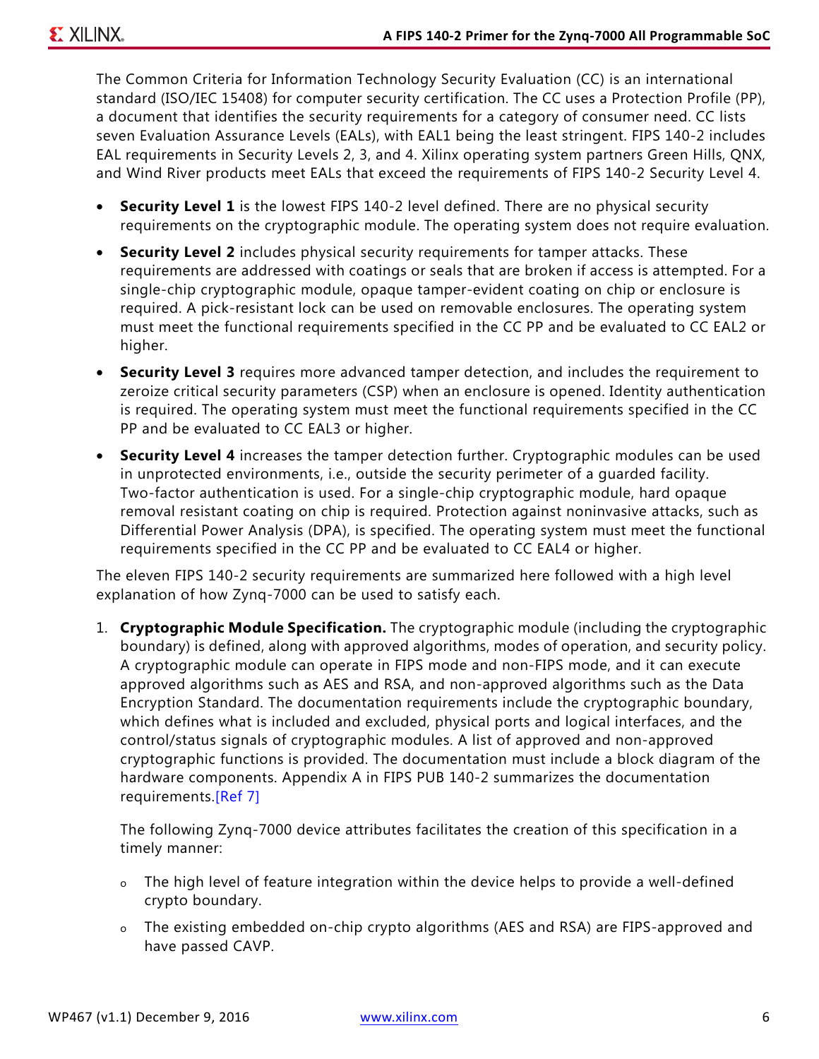The Common Criteria for Information Technology Security Evaluation (CC) is an international standard (ISO/IEC 15408) for computer security certification. The CC uses a Protection Profile (PP), a document that identifies the security requirements for a category of consumer need. CC lists seven Evaluation Assurance Levels (EALs), with EAL1 being the least stringent. FIPS 140-2 includes EAL requirements in Security Levels 2, 3, and 4. Xilinx operating system partners Green Hills, QNX, and Wind River products meet EALs that exceed the requirements of FIPS 140-2 Security Level 4.

- **Security Level 1** is the lowest FIPS 140-2 level defined. There are no physical security requirements on the cryptographic module. The operating system does not require evaluation.
- **Security Level 2** includes physical security requirements for tamper attacks. These requirements are addressed with coatings or seals that are broken if access is attempted. For a single-chip cryptographic module, opaque tamper-evident coating on chip or enclosure is required. A pick-resistant lock can be used on removable enclosures. The operating system must meet the functional requirements specified in the CC PP and be evaluated to CC EAL2 or higher.
- **Security Level 3** requires more advanced tamper detection, and includes the requirement to zeroize critical security parameters (CSP) when an enclosure is opened. Identity authentication is required. The operating system must meet the functional requirements specified in the CC PP and be evaluated to CC EAL3 or higher.
- **Security Level 4** increases the tamper detection further. Cryptographic modules can be used in unprotected environments, i.e., outside the security perimeter of a guarded facility. Two-factor authentication is used. For a single-chip cryptographic module, hard opaque removal resistant coating on chip is required. Protection against noninvasive attacks, such as Differential Power Analysis (DPA), is specified. The operating system must meet the functional requirements specified in the CC PP and be evaluated to CC EAL4 or higher.

The eleven FIPS 140-2 security requirements are summarized here followed with a high level explanation of how Zynq-7000 can be used to satisfy each.

1. **Cryptographic Module Specification.** The cryptographic module (including the cryptographic boundary) is defined, along with approved algorithms, modes of operation, and security policy. A cryptographic module can operate in FIPS mode and non-FIPS mode, and it can execute approved algorithms such as AES and RSA, and non-approved algorithms such as the Data Encryption Standard. The documentation requirements include the cryptographic boundary, which defines what is included and excluded, physical ports and logical interfaces, and the control/status signals of cryptographic modules. A list of approved and non-approved cryptographic functions is provided. The documentation must include a block diagram of the hardware components. Appendix A in FIPS PUB 140-2 summarizes the documentation requirements.[Ref 7]

   The following Zynq-7000 device attributes facilitates the creation of this specification in a timely manner:

   - The high level of feature integration within the device helps to provide a well-defined crypto boundary.
   - The existing embedded on-chip crypto algorithms (AES and RSA) are FIPS-approved and have passed CAVP.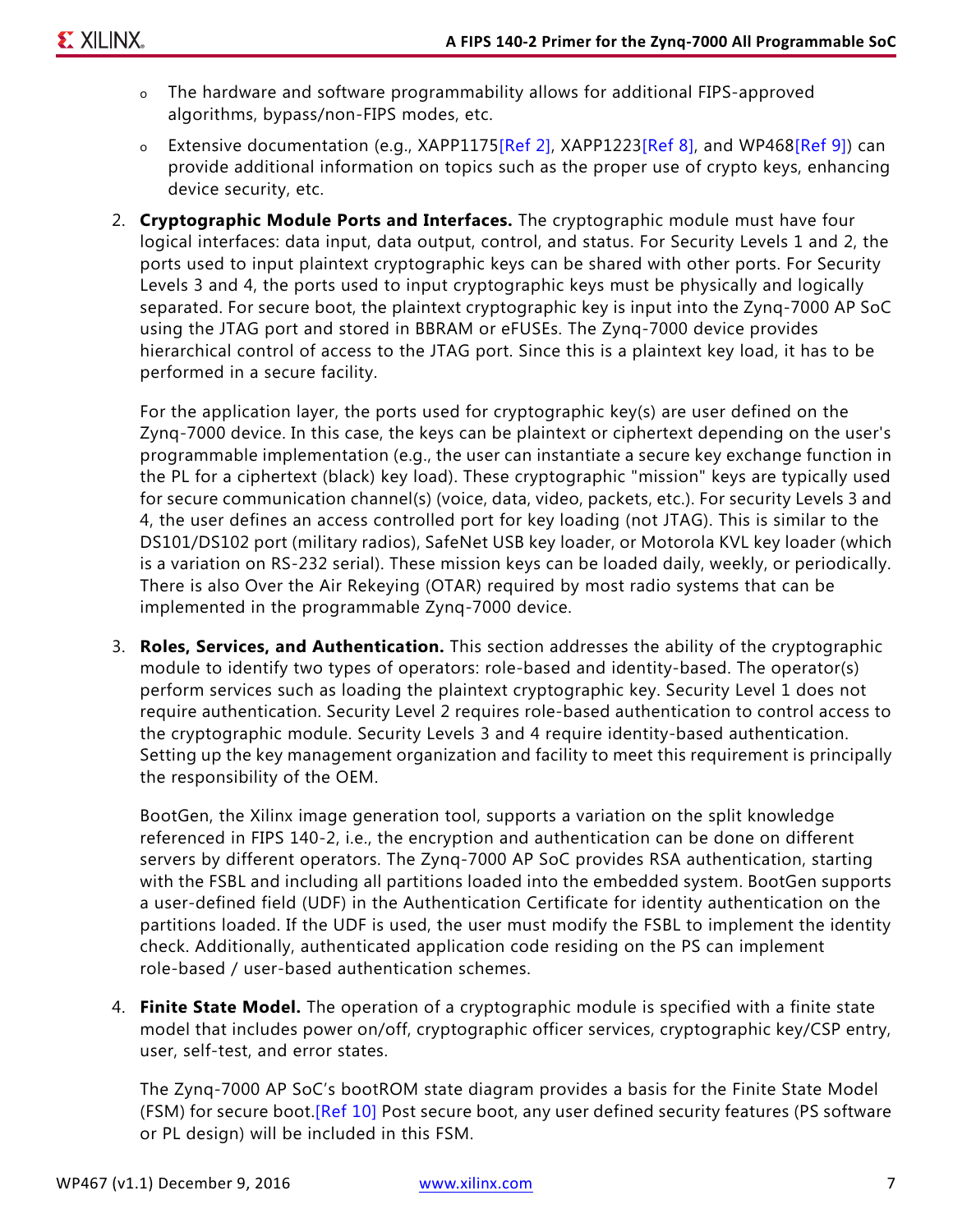- The hardware and software programmability allows for additional FIPS-approved algorithms, bypass/non-FIPS modes, etc.
- Extensive documentation (e.g., XAPP1175[Ref 2], XAPP1223[Ref 8], and WP468[Ref 9]) can provide additional information on topics such as the proper use of crypto keys, enhancing device security, etc.

2. **Cryptographic Module Ports and Interfaces.** The cryptographic module must have four logical interfaces: data input, data output, control, and status. For Security Levels 1 and 2, the ports used to input plaintext cryptographic keys can be shared with other ports. For Security Levels 3 and 4, the ports used to input cryptographic keys must be physically and logically separated. For secure boot, the plaintext cryptographic key is input into the Zynq-7000 AP SoC using the JTAG port and stored in BBRAM or eFUSEs. The Zynq-7000 device provides hierarchical control of access to the JTAG port. Since this is a plaintext key load, it has to be performed in a secure facility.

   For the application layer, the ports used for cryptographic key(s) are user defined on the Zynq-7000 device. In this case, the keys can be plaintext or ciphertext depending on the user's programmable implementation (e.g., the user can instantiate a secure key exchange function in the PL for a ciphertext (black) key load). These cryptographic "mission" keys are typically used for secure communication channel(s) (voice, data, video, packets, etc.). For security Levels 3 and 4, the user defines an access controlled port for key loading (not JTAG). This is similar to the DS101/DS102 port (military radios), SafeNet USB key loader, or Motorola KVL key loader (which is a variation on RS-232 serial). These mission keys can be loaded daily, weekly, or periodically. There is also Over the Air Rekeying (OTAR) required by most radio systems that can be implemented in the programmable Zynq-7000 device.

3. **Roles, Services, and Authentication.** This section addresses the ability of the cryptographic module to identify two types of operators: role-based and identity-based. The operator(s) perform services such as loading the plaintext cryptographic key. Security Level 1 does not require authentication. Security Level 2 requires role-based authentication to control access to the cryptographic module. Security Levels 3 and 4 require identity-based authentication. Setting up the key management organization and facility to meet this requirement is principally the responsibility of the OEM.

   BootGen, the Xilinx image generation tool, supports a variation on the split knowledge referenced in FIPS 140-2, i.e., the encryption and authentication can be done on different servers by different operators. The Zynq-7000 AP SoC provides RSA authentication, starting with the FSBL and including all partitions loaded into the embedded system. BootGen supports a user-defined field (UDF) in the Authentication Certificate for identity authentication on the partitions loaded. If the UDF is used, the user must modify the FSBL to implement the identity check. Additionally, authenticated application code residing on the PS can implement role-based / user-based authentication schemes.

4. **Finite State Model.** The operation of a cryptographic module is specified with a finite state model that includes power on/off, cryptographic officer services, cryptographic key/CSP entry, user, self-test, and error states.

   The Zynq-7000 AP SoC's bootROM state diagram provides a basis for the Finite State Model (FSM) for secure boot.[Ref 10] Post secure boot, any user defined security features (PS software or PL design) will be included in this FSM.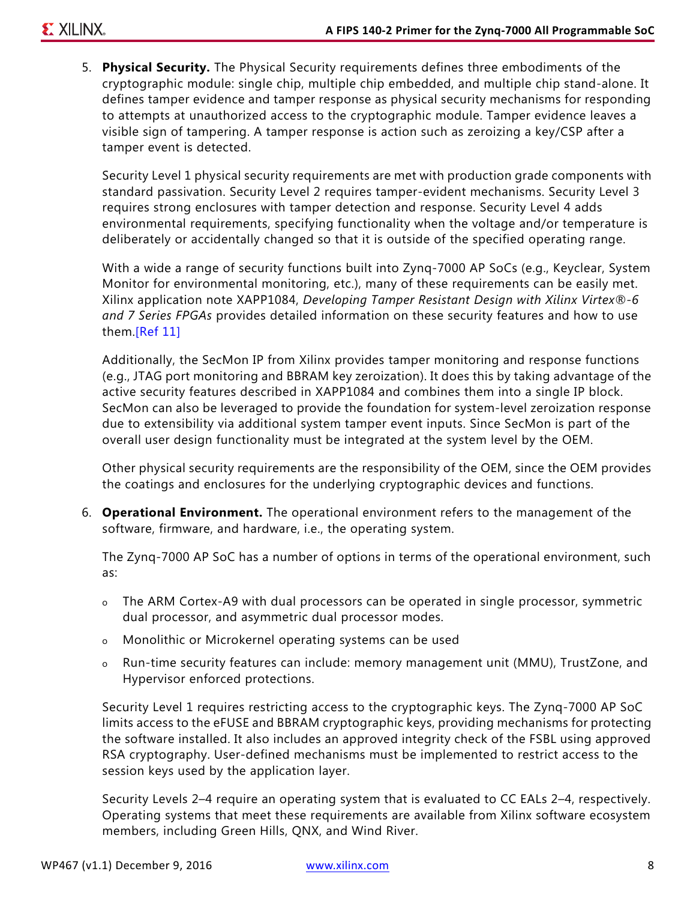5. **Physical Security.** The Physical Security requirements defines three embodiments of the cryptographic module: single chip, multiple chip embedded, and multiple chip stand-alone. It defines tamper evidence and tamper response as physical security mechanisms for responding to attempts at unauthorized access to the cryptographic module. Tamper evidence leaves a visible sign of tampering. A tamper response is action such as zeroizing a key/CSP after a tamper event is detected.

   Security Level 1 physical security requirements are met with production grade components with standard passivation. Security Level 2 requires tamper-evident mechanisms. Security Level 3 requires strong enclosures with tamper detection and response. Security Level 4 adds environmental requirements, specifying functionality when the voltage and/or temperature is deliberately or accidentally changed so that it is outside of the specified operating range.

   With a wide a range of security functions built into Zynq-7000 AP SoCs (e.g., Keyclear, System Monitor for environmental monitoring, etc.), many of these requirements can be easily met. Xilinx application note XAPP1084, *Developing Tamper Resistant Design with Xilinx Virtex®-6 and 7 Series FPGAs* provides detailed information on these security features and how to use them.[Ref 11]

   Additionally, the SecMon IP from Xilinx provides tamper monitoring and response functions (e.g., JTAG port monitoring and BBRAM key zeroization). It does this by taking advantage of the active security features described in XAPP1084 and combines them into a single IP block. SecMon can also be leveraged to provide the foundation for system-level zeroization response due to extensibility via additional system tamper event inputs. Since SecMon is part of the overall user design functionality must be integrated at the system level by the OEM.

   Other physical security requirements are the responsibility of the OEM, since the OEM provides the coatings and enclosures for the underlying cryptographic devices and functions.

6. **Operational Environment.** The operational environment refers to the management of the software, firmware, and hardware, i.e., the operating system.

   The Zynq-7000 AP SoC has a number of options in terms of the operational environment, such as:

   - The ARM Cortex-A9 with dual processors can be operated in single processor, symmetric dual processor, and asymmetric dual processor modes.
   - Monolithic or Microkernel operating systems can be used
   - Run-time security features can include: memory management unit (MMU), TrustZone, and Hypervisor enforced protections.

   Security Level 1 requires restricting access to the cryptographic keys. The Zynq-7000 AP SoC limits access to the eFUSE and BBRAM cryptographic keys, providing mechanisms for protecting the software installed. It also includes an approved integrity check of the FSBL using approved RSA cryptography. User-defined mechanisms must be implemented to restrict access to the session keys used by the application layer.

   Security Levels 2–4 require an operating system that is evaluated to CC EALs 2–4, respectively. Operating systems that meet these requirements are available from Xilinx software ecosystem members, including Green Hills, QNX, and Wind River.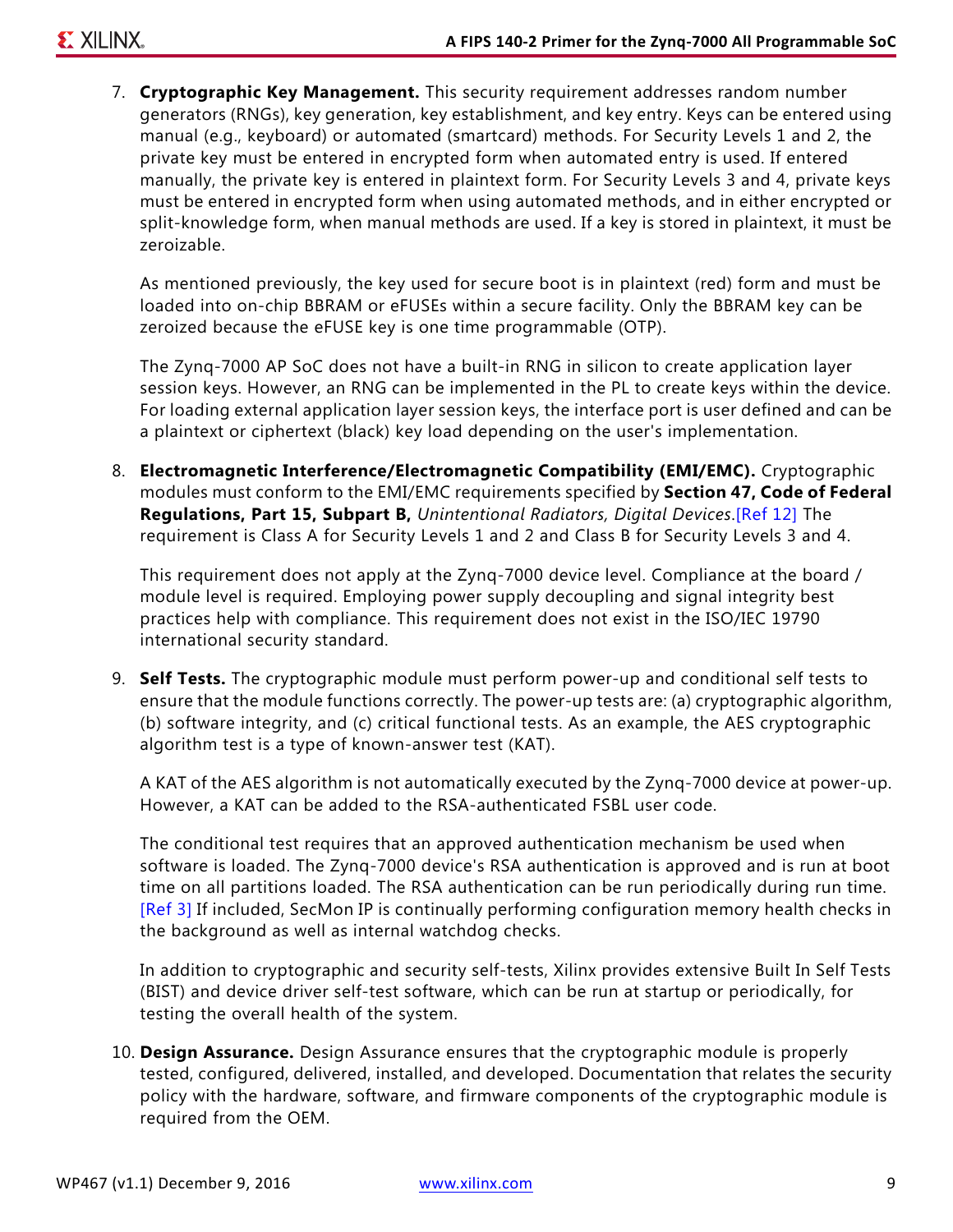7. **Cryptographic Key Management.** This security requirement addresses random number generators (RNGs), key generation, key establishment, and key entry. Keys can be entered using manual (e.g., keyboard) or automated (smartcard) methods. For Security Levels 1 and 2, the private key must be entered in encrypted form when automated entry is used. If entered manually, the private key is entered in plaintext form. For Security Levels 3 and 4, private keys must be entered in encrypted form when using automated methods, and in either encrypted or split-knowledge form, when manual methods are used. If a key is stored in plaintext, it must be zeroizable.

   As mentioned previously, the key used for secure boot is in plaintext (red) form and must be loaded into on-chip BBRAM or eFUSEs within a secure facility. Only the BBRAM key can be zeroized because the eFUSE key is one time programmable (OTP).

   The Zynq-7000 AP SoC does not have a built-in RNG in silicon to create application layer session keys. However, an RNG can be implemented in the PL to create keys within the device. For loading external application layer session keys, the interface port is user defined and can be a plaintext or ciphertext (black) key load depending on the user's implementation.

8. **Electromagnetic Interference/Electromagnetic Compatibility (EMI/EMC).** Cryptographic modules must conform to the EMI/EMC requirements specified by **Section 47, Code of Federal Regulations, Part 15, Subpart B,** *Unintentional Radiators, Digital Devices*.[Ref 12] The requirement is Class A for Security Levels 1 and 2 and Class B for Security Levels 3 and 4.

   This requirement does not apply at the Zynq-7000 device level. Compliance at the board / module level is required. Employing power supply decoupling and signal integrity best practices help with compliance. This requirement does not exist in the ISO/IEC 19790 international security standard.

9. **Self Tests.** The cryptographic module must perform power-up and conditional self tests to ensure that the module functions correctly. The power-up tests are: (a) cryptographic algorithm, (b) software integrity, and (c) critical functional tests. As an example, the AES cryptographic algorithm test is a type of known-answer test (KAT).

   A KAT of the AES algorithm is not automatically executed by the Zynq-7000 device at power-up. However, a KAT can be added to the RSA-authenticated FSBL user code.

   The conditional test requires that an approved authentication mechanism be used when software is loaded. The Zynq-7000 device's RSA authentication is approved and is run at boot time on all partitions loaded. The RSA authentication can be run periodically during run time. [Ref 3] If included, SecMon IP is continually performing configuration memory health checks in the background as well as internal watchdog checks.

   In addition to cryptographic and security self-tests, Xilinx provides extensive Built In Self Tests (BIST) and device driver self-test software, which can be run at startup or periodically, for testing the overall health of the system.

10. **Design Assurance.** Design Assurance ensures that the cryptographic module is properly tested, configured, delivered, installed, and developed. Documentation that relates the security policy with the hardware, software, and firmware components of the cryptographic module is required from the OEM.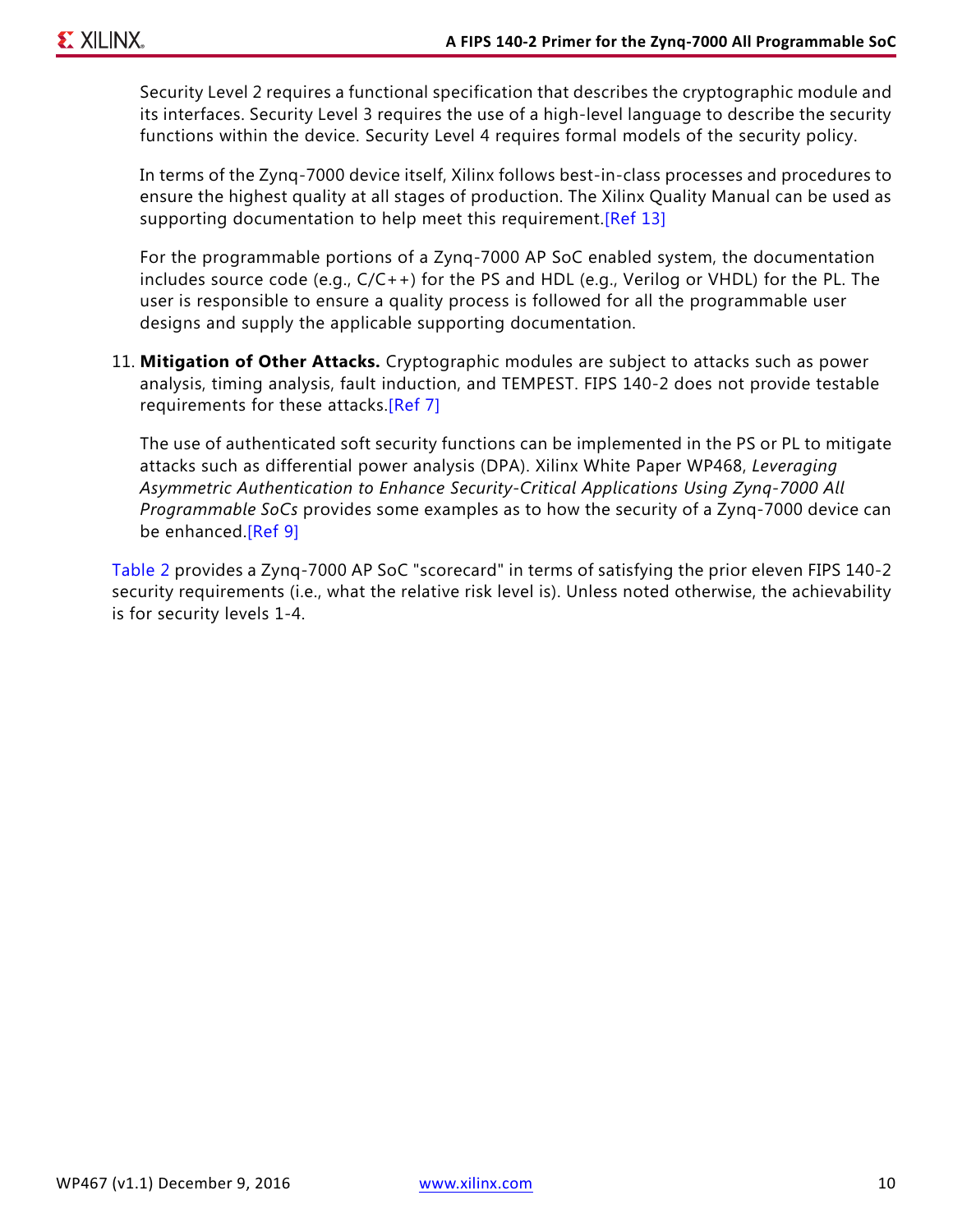Security Level 2 requires a functional specification that describes the cryptographic module and its interfaces. Security Level 3 requires the use of a high-level language to describe the security functions within the device. Security Level 4 requires formal models of the security policy.

In terms of the Zynq-7000 device itself, Xilinx follows best-in-class processes and procedures to ensure the highest quality at all stages of production. The Xilinx Quality Manual can be used as supporting documentation to help meet this requirement.[Ref 13]

For the programmable portions of a Zynq-7000 AP SoC enabled system, the documentation includes source code (e.g., C/C++) for the PS and HDL (e.g., Verilog or VHDL) for the PL. The user is responsible to ensure a quality process is followed for all the programmable user designs and supply the applicable supporting documentation.

11. **Mitigation of Other Attacks.** Cryptographic modules are subject to attacks such as power analysis, timing analysis, fault induction, and TEMPEST. FIPS 140-2 does not provide testable requirements for these attacks.[Ref 7]

    The use of authenticated soft security functions can be implemented in the PS or PL to mitigate attacks such as differential power analysis (DPA). Xilinx White Paper WP468, *Leveraging Asymmetric Authentication to Enhance Security-Critical Applications Using Zynq-7000 All Programmable SoCs* provides some examples as to how the security of a Zynq-7000 device can be enhanced.[Ref 9]

Table 2 provides a Zynq-7000 AP SoC "scorecard" in terms of satisfying the prior eleven FIPS 140-2 security requirements (i.e., what the relative risk level is). Unless noted otherwise, the achievability is for security levels 1-4.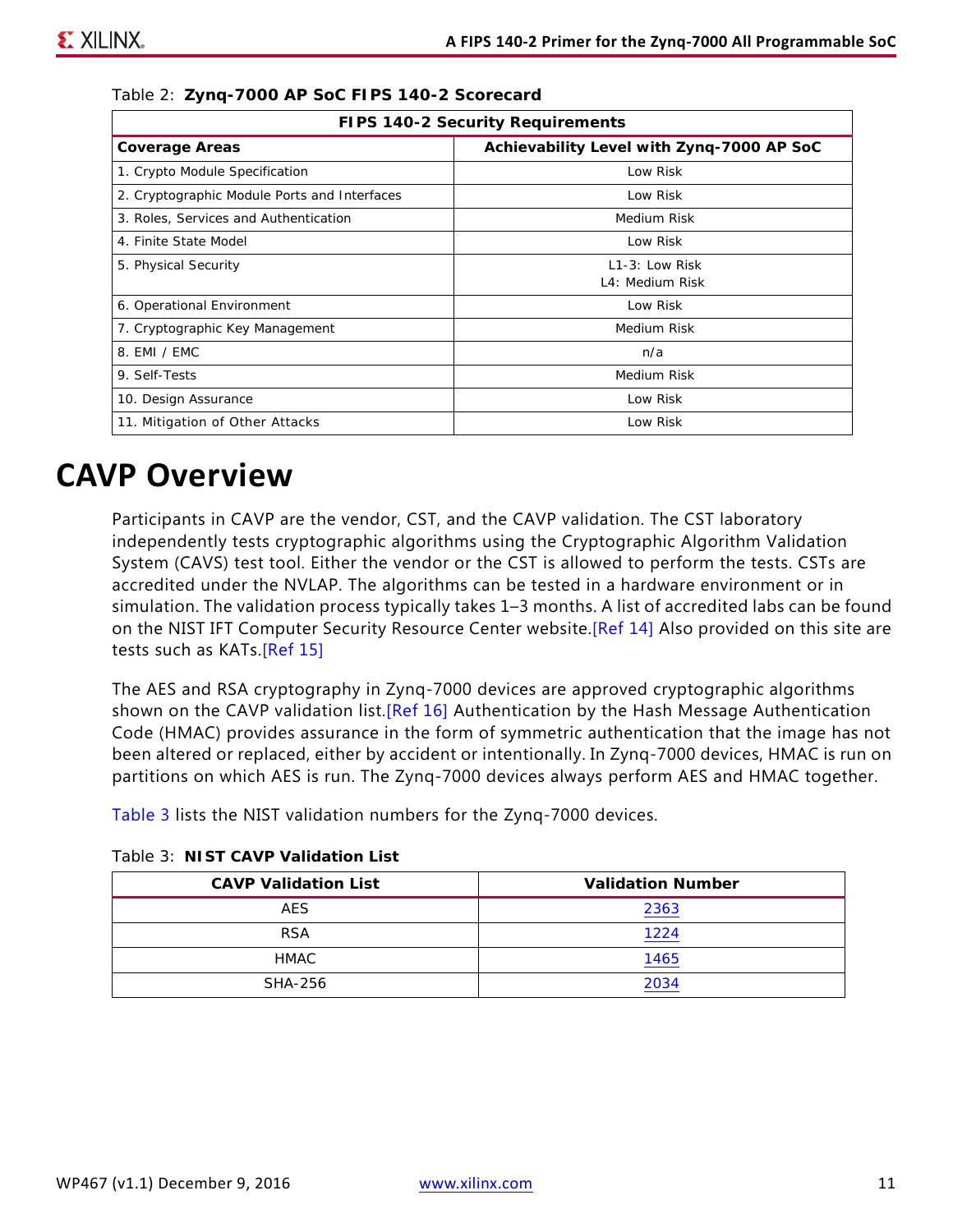Table 2: **Zynq-7000 AP SoC FIPS 140-2 Scorecard**

| FIPS 140-2 Security Requirements | |
|---|---|
| **Coverage Areas** | **Achievability Level with Zynq-7000 AP SoC** |
| 1. Crypto Module Specification | Low Risk |
| 2. Cryptographic Module Ports and Interfaces | Low Risk |
| 3. Roles, Services and Authentication | Medium Risk |
| 4. Finite State Model | Low Risk |
| 5. Physical Security | L1-3: Low Risk<br>L4: Medium Risk |
| 6. Operational Environment | Low Risk |
| 7. Cryptographic Key Management | Medium Risk |
| 8. EMI / EMC | n/a |
| 9. Self-Tests | Medium Risk |
| 10. Design Assurance | Low Risk |
| 11. Mitigation of Other Attacks | Low Risk |

# CAVP Overview

Participants in CAVP are the vendor, CST, and the CAVP validation. The CST laboratory independently tests cryptographic algorithms using the Cryptographic Algorithm Validation System (CAVS) test tool. Either the vendor or the CST is allowed to perform the tests. CSTs are accredited under the NVLAP. The algorithms can be tested in a hardware environment or in simulation. The validation process typically takes 1–3 months. A list of accredited labs can be found on the NIST IFT Computer Security Resource Center website.[Ref 14] Also provided on this site are tests such as KATs.[Ref 15]

The AES and RSA cryptography in Zynq-7000 devices are approved cryptographic algorithms shown on the CAVP validation list.[Ref 16] Authentication by the Hash Message Authentication Code (HMAC) provides assurance in the form of symmetric authentication that the image has not been altered or replaced, either by accident or intentionally. In Zynq-7000 devices, HMAC is run on partitions on which AES is run. The Zynq-7000 devices always perform AES and HMAC together.

Table 3 lists the NIST validation numbers for the Zynq-7000 devices.

Table 3: **NIST CAVP Validation List**

| CAVP Validation List | Validation Number |
|---|---|
| AES | 2363 |
| RSA | 1224 |
| HMAC | 1465 |
| SHA-256 | 2034 |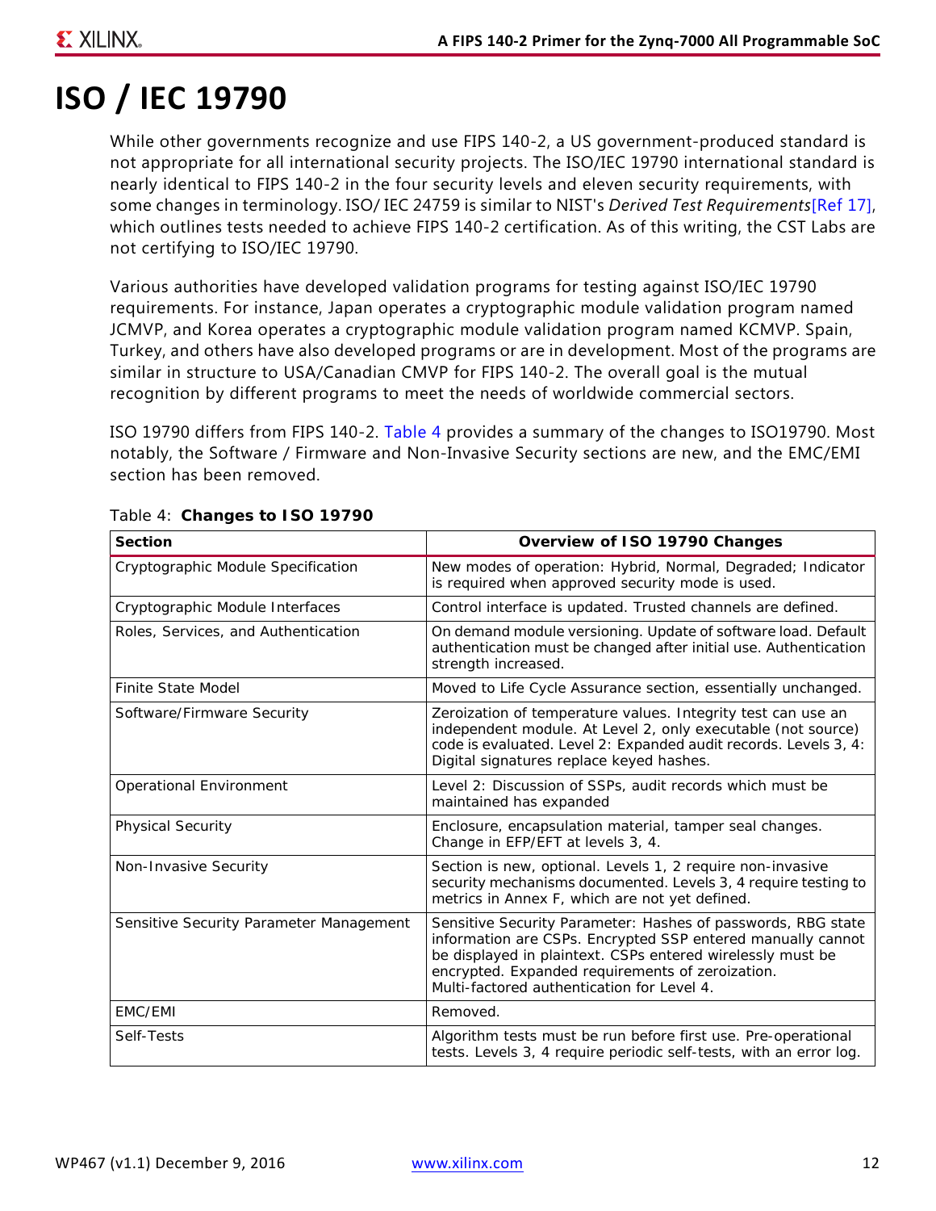# ISO / IEC 19790

While other governments recognize and use FIPS 140-2, a US government-produced standard is not appropriate for all international security projects. The ISO/IEC 19790 international standard is nearly identical to FIPS 140-2 in the four security levels and eleven security requirements, with some changes in terminology. ISO/ IEC 24759 is similar to NIST's *Derived Test Requirements*[Ref 17], which outlines tests needed to achieve FIPS 140-2 certification. As of this writing, the CST Labs are not certifying to ISO/IEC 19790.

Various authorities have developed validation programs for testing against ISO/IEC 19790 requirements. For instance, Japan operates a cryptographic module validation program named JCMVP, and Korea operates a cryptographic module validation program named KCMVP. Spain, Turkey, and others have also developed programs or are in development. Most of the programs are similar in structure to USA/Canadian CMVP for FIPS 140-2. The overall goal is the mutual recognition by different programs to meet the needs of worldwide commercial sectors.

ISO 19790 differs from FIPS 140-2. Table 4 provides a summary of the changes to ISO19790. Most notably, the Software / Firmware and Non-Invasive Security sections are new, and the EMC/EMI section has been removed.

Table 4: **Changes to ISO 19790**

| Section | Overview of ISO 19790 Changes |
|---|---|
| Cryptographic Module Specification | New modes of operation: Hybrid, Normal, Degraded; Indicator is required when approved security mode is used. |
| Cryptographic Module Interfaces | Control interface is updated. Trusted channels are defined. |
| Roles, Services, and Authentication | On demand module versioning. Update of software load. Default authentication must be changed after initial use. Authentication strength increased. |
| Finite State Model | Moved to Life Cycle Assurance section, essentially unchanged. |
| Software/Firmware Security | Zeroization of temperature values. Integrity test can use an independent module. At Level 2, only executable (not source) code is evaluated. Level 2: Expanded audit records. Levels 3, 4: Digital signatures replace keyed hashes. |
| Operational Environment | Level 2: Discussion of SSPs, audit records which must be maintained has expanded |
| Physical Security | Enclosure, encapsulation material, tamper seal changes. Change in EFP/EFT at levels 3, 4. |
| Non-Invasive Security | Section is new, optional. Levels 1, 2 require non-invasive security mechanisms documented. Levels 3, 4 require testing to metrics in Annex F, which are not yet defined. |
| Sensitive Security Parameter Management | Sensitive Security Parameter: Hashes of passwords, RBG state information are CSPs. Encrypted SSP entered manually cannot be displayed in plaintext. CSPs entered wirelessly must be encrypted. Expanded requirements of zeroization. Multi-factored authentication for Level 4. |
| EMC/EMI | Removed. |
| Self-Tests | Algorithm tests must be run before first use. Pre-operational tests. Levels 3, 4 require periodic self-tests, with an error log. |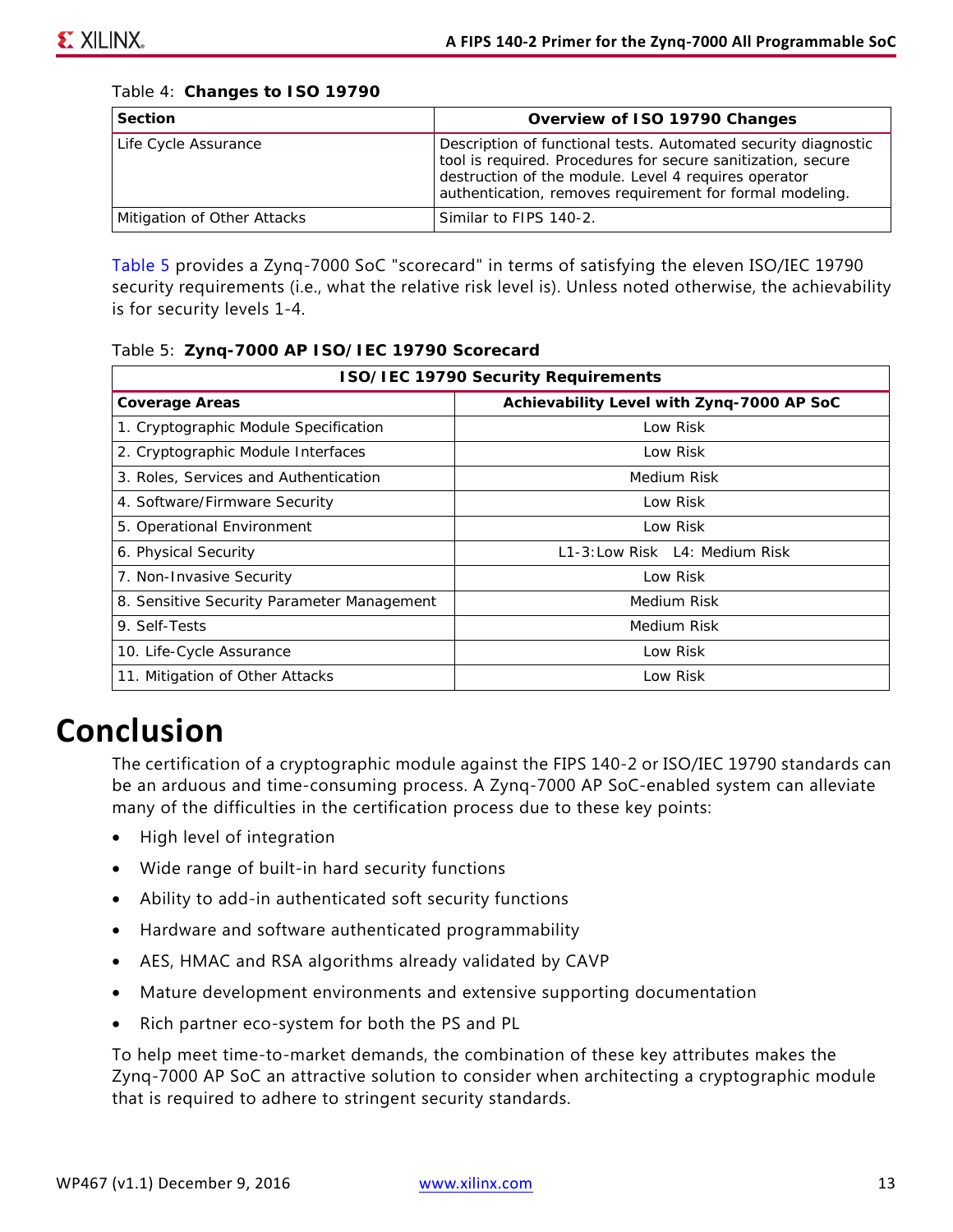Table 4: **Changes to ISO 19790**

| Section | Overview of ISO 19790 Changes |
|---|---|
| Life Cycle Assurance | Description of functional tests. Automated security diagnostic tool is required. Procedures for secure sanitization, secure destruction of the module. Level 4 requires operator authentication, removes requirement for formal modeling. |
| Mitigation of Other Attacks | Similar to FIPS 140-2. |

Table 5 provides a Zynq-7000 SoC "scorecard" in terms of satisfying the eleven ISO/IEC 19790 security requirements (i.e., what the relative risk level is). Unless noted otherwise, the achievability is for security levels 1-4.

Table 5: **Zynq-7000 AP ISO/IEC 19790 Scorecard**

| ISO/IEC 19790 Security Requirements | |
|---|---|
| **Coverage Areas** | **Achievability Level with Zynq-7000 AP SoC** |
| 1. Cryptographic Module Specification | Low Risk |
| 2. Cryptographic Module Interfaces | Low Risk |
| 3. Roles, Services and Authentication | Medium Risk |
| 4. Software/Firmware Security | Low Risk |
| 5. Operational Environment | Low Risk |
| 6. Physical Security | L1-3:Low Risk L4: Medium Risk |
| 7. Non-Invasive Security | Low Risk |
| 8. Sensitive Security Parameter Management | Medium Risk |
| 9. Self-Tests | Medium Risk |
| 10. Life-Cycle Assurance | Low Risk |
| 11. Mitigation of Other Attacks | Low Risk |

# Conclusion

The certification of a cryptographic module against the FIPS 140-2 or ISO/IEC 19790 standards can be an arduous and time-consuming process. A Zynq-7000 AP SoC-enabled system can alleviate many of the difficulties in the certification process due to these key points:

- High level of integration
- Wide range of built-in hard security functions
- Ability to add-in authenticated soft security functions
- Hardware and software authenticated programmability
- AES, HMAC and RSA algorithms already validated by CAVP
- Mature development environments and extensive supporting documentation
- Rich partner eco-system for both the PS and PL

To help meet time-to-market demands, the combination of these key attributes makes the Zynq-7000 AP SoC an attractive solution to consider when architecting a cryptographic module that is required to adhere to stringent security standards.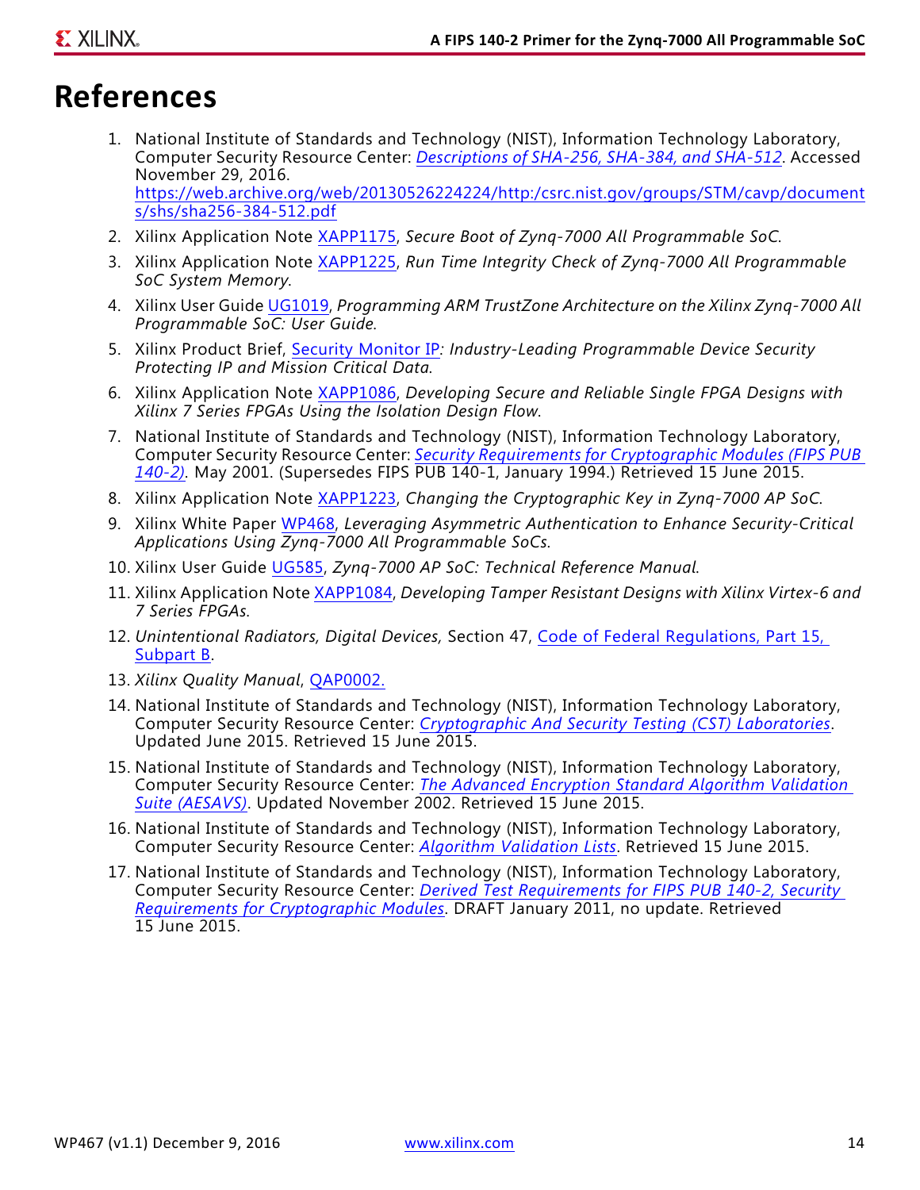# References

1. National Institute of Standards and Technology (NIST), Information Technology Laboratory, Computer Security Resource Center: *Descriptions of SHA-256, SHA-384, and SHA-512*. Accessed November 29, 2016. https://web.archive.org/web/20130526224224/http:/csrc.nist.gov/groups/STM/cavp/documents/shs/sha256-384-512.pdf
2. Xilinx Application Note XAPP1175, *Secure Boot of Zynq-7000 All Programmable SoC.*
3. Xilinx Application Note XAPP1225, *Run Time Integrity Check of Zynq-7000 All Programmable SoC System Memory.*
4. Xilinx User Guide UG1019, *Programming ARM TrustZone Architecture on the Xilinx Zynq-7000 All Programmable SoC: User Guide.*
5. Xilinx Product Brief, Security Monitor IP*: Industry-Leading Programmable Device Security Protecting IP and Mission Critical Data.*
6. Xilinx Application Note XAPP1086, *Developing Secure and Reliable Single FPGA Designs with Xilinx 7 Series FPGAs Using the Isolation Design Flow.*
7. National Institute of Standards and Technology (NIST), Information Technology Laboratory, Computer Security Resource Center: *Security Requirements for Cryptographic Modules (FIPS PUB 140-2)*. May 2001. (Supersedes FIPS PUB 140-1, January 1994.) Retrieved 15 June 2015.
8. Xilinx Application Note XAPP1223, *Changing the Cryptographic Key in Zynq-7000 AP SoC.*
9. Xilinx White Paper WP468, *Leveraging Asymmetric Authentication to Enhance Security-Critical Applications Using Zynq-7000 All Programmable SoCs.*
10. Xilinx User Guide UG585, *Zynq-7000 AP SoC: Technical Reference Manual.*
11. Xilinx Application Note XAPP1084, *Developing Tamper Resistant Designs with Xilinx Virtex-6 and 7 Series FPGAs.*
12. *Unintentional Radiators, Digital Devices,* Section 47, Code of Federal Regulations, Part 15, Subpart B.
13. *Xilinx Quality Manual*, QAP0002.
14. National Institute of Standards and Technology (NIST), Information Technology Laboratory, Computer Security Resource Center: *Cryptographic And Security Testing (CST) Laboratories*. Updated June 2015. Retrieved 15 June 2015.
15. National Institute of Standards and Technology (NIST), Information Technology Laboratory, Computer Security Resource Center: *The Advanced Encryption Standard Algorithm Validation Suite (AESAVS)*. Updated November 2002. Retrieved 15 June 2015.
16. National Institute of Standards and Technology (NIST), Information Technology Laboratory, Computer Security Resource Center: *Algorithm Validation Lists*. Retrieved 15 June 2015.
17. National Institute of Standards and Technology (NIST), Information Technology Laboratory, Computer Security Resource Center: *Derived Test Requirements for FIPS PUB 140-2, Security Requirements for Cryptographic Modules*. DRAFT January 2011, no update. Retrieved 15 June 2015.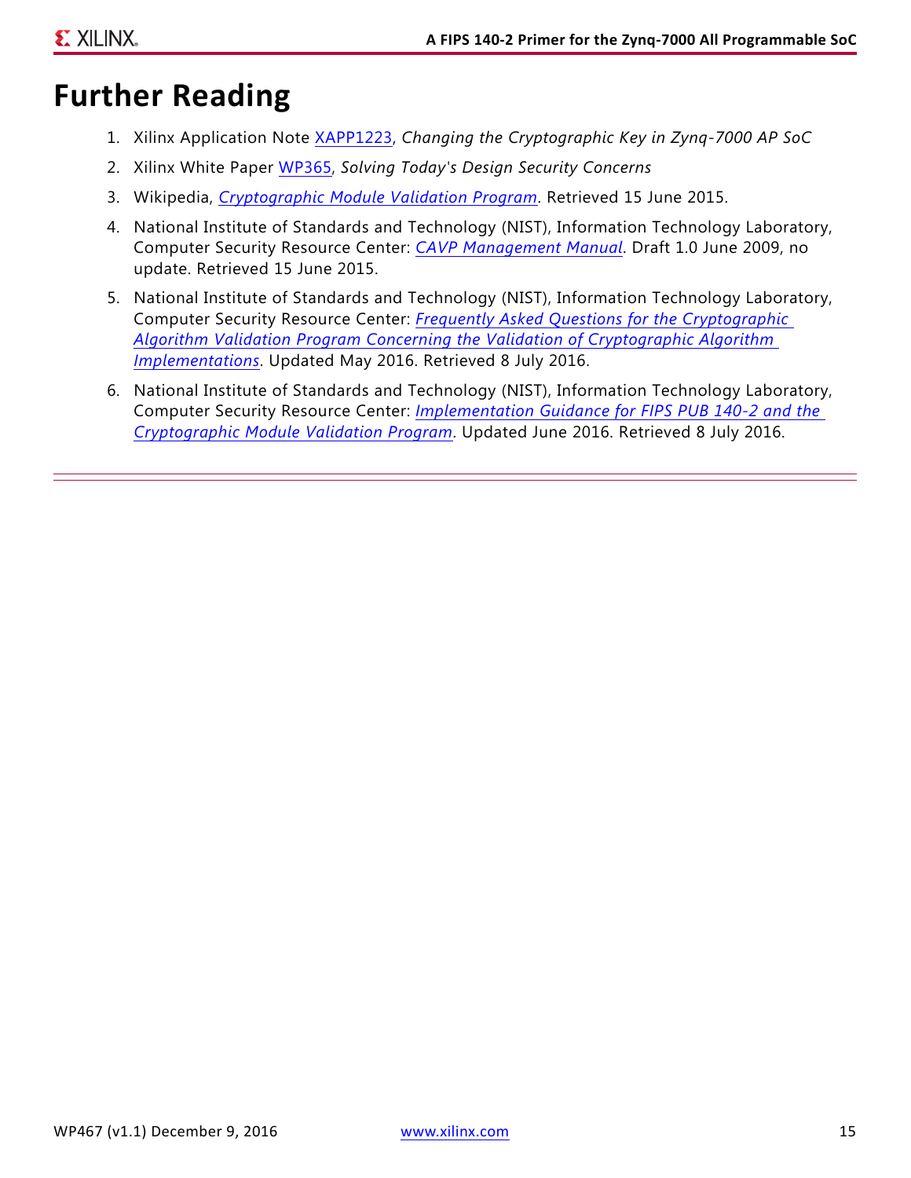# Further Reading

1. Xilinx Application Note XAPP1223, *Changing the Cryptographic Key in Zynq-7000 AP SoC*
2. Xilinx White Paper WP365, *Solving Today's Design Security Concerns*
3. Wikipedia, *Cryptographic Module Validation Program*. Retrieved 15 June 2015.
4. National Institute of Standards and Technology (NIST), Information Technology Laboratory, Computer Security Resource Center: *CAVP Management Manual*. Draft 1.0 June 2009, no update. Retrieved 15 June 2015.
5. National Institute of Standards and Technology (NIST), Information Technology Laboratory, Computer Security Resource Center: *Frequently Asked Questions for the Cryptographic Algorithm Validation Program Concerning the Validation of Cryptographic Algorithm Implementations*. Updated May 2016. Retrieved 8 July 2016.
6. National Institute of Standards and Technology (NIST), Information Technology Laboratory, Computer Security Resource Center: *Implementation Guidance for FIPS PUB 140-2 and the Cryptographic Module Validation Program*. Updated June 2016. Retrieved 8 July 2016.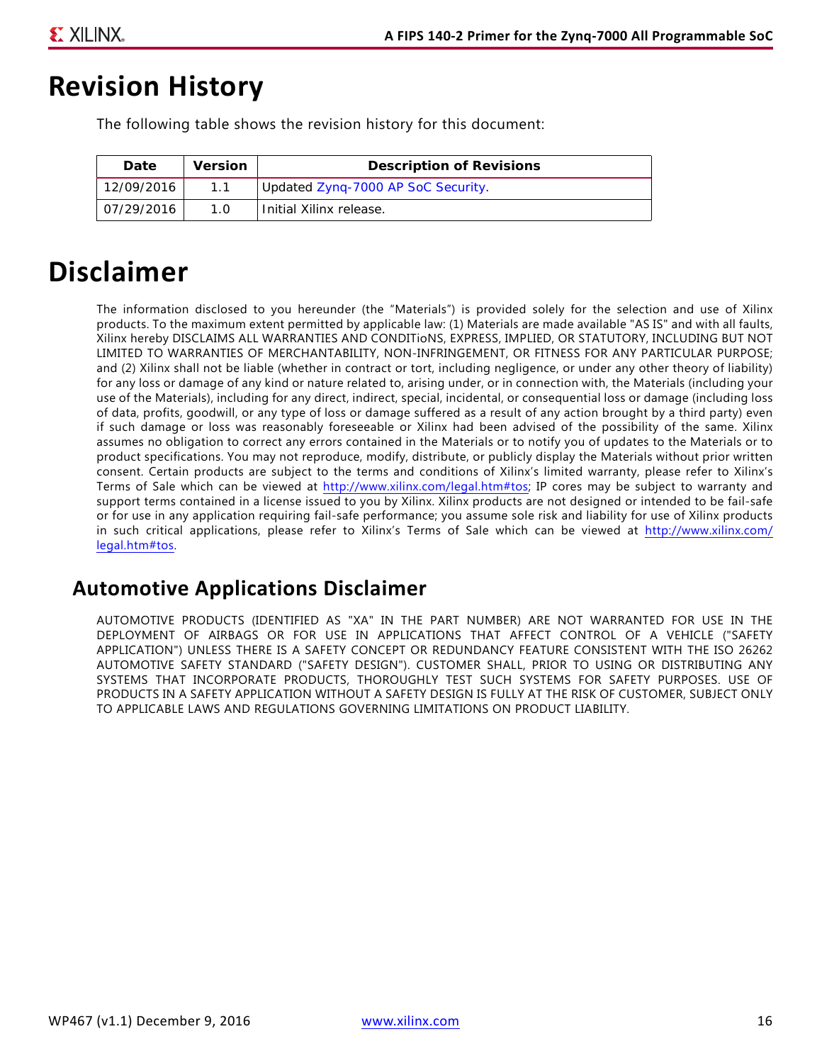# Revision History

The following table shows the revision history for this document:

| Date | Version | Description of Revisions |
|---|---|---|
| 12/09/2016 | 1.1 | Updated Zynq-7000 AP SoC Security. |
| 07/29/2016 | 1.0 | Initial Xilinx release. |

# Disclaimer

The information disclosed to you hereunder (the "Materials") is provided solely for the selection and use of Xilinx products. To the maximum extent permitted by applicable law: (1) Materials are made available "AS IS" and with all faults, Xilinx hereby DISCLAIMS ALL WARRANTIES AND CONDITioNS, EXPRESS, IMPLIED, OR STATUTORY, INCLUDING BUT NOT LIMITED TO WARRANTIES OF MERCHANTABILITY, NON-INFRINGEMENT, OR FITNESS FOR ANY PARTICULAR PURPOSE; and (2) Xilinx shall not be liable (whether in contract or tort, including negligence, or under any other theory of liability) for any loss or damage of any kind or nature related to, arising under, or in connection with, the Materials (including your use of the Materials), including for any direct, indirect, special, incidental, or consequential loss or damage (including loss of data, profits, goodwill, or any type of loss or damage suffered as a result of any action brought by a third party) even if such damage or loss was reasonably foreseeable or Xilinx had been advised of the possibility of the same. Xilinx assumes no obligation to correct any errors contained in the Materials or to notify you of updates to the Materials or to product specifications. You may not reproduce, modify, distribute, or publicly display the Materials without prior written consent. Certain products are subject to the terms and conditions of Xilinx's limited warranty, please refer to Xilinx's Terms of Sale which can be viewed at http://www.xilinx.com/legal.htm#tos; IP cores may be subject to warranty and support terms contained in a license issued to you by Xilinx. Xilinx products are not designed or intended to be fail-safe or for use in any application requiring fail-safe performance; you assume sole risk and liability for use of Xilinx products in such critical applications, please refer to Xilinx's Terms of Sale which can be viewed at http://www.xilinx.com/legal.htm#tos.

## Automotive Applications Disclaimer

AUTOMOTIVE PRODUCTS (IDENTIFIED AS "XA" IN THE PART NUMBER) ARE NOT WARRANTED FOR USE IN THE DEPLOYMENT OF AIRBAGS OR FOR USE IN APPLICATIONS THAT AFFECT CONTROL OF A VEHICLE ("SAFETY APPLICATION") UNLESS THERE IS A SAFETY CONCEPT OR REDUNDANCY FEATURE CONSISTENT WITH THE ISO 26262 AUTOMOTIVE SAFETY STANDARD ("SAFETY DESIGN"). CUSTOMER SHALL, PRIOR TO USING OR DISTRIBUTING ANY SYSTEMS THAT INCORPORATE PRODUCTS, THOROUGHLY TEST SUCH SYSTEMS FOR SAFETY PURPOSES. USE OF PRODUCTS IN A SAFETY APPLICATION WITHOUT A SAFETY DESIGN IS FULLY AT THE RISK OF CUSTOMER, SUBJECT ONLY TO APPLICABLE LAWS AND REGULATIONS GOVERNING LIMITATIONS ON PRODUCT LIABILITY.